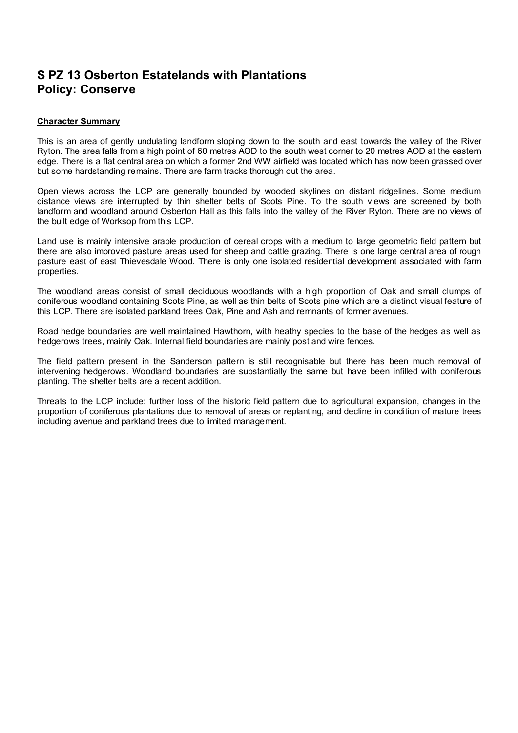# S PZ 13 Osberton Estatelands with Plantations
# Policy: Conserve

**Character Summary**

This is an area of gently undulating landform sloping down to the south and east towards the valley of the River Ryton. The area falls from a high point of 60 metres AOD to the south west corner to 20 metres AOD at the eastern edge. There is a flat central area on which a former 2nd WW airfield was located which has now been grassed over but some hardstanding remains. There are farm tracks thorough out the area.

Open views across the LCP are generally bounded by wooded skylines on distant ridgelines. Some medium distance views are interrupted by thin shelter belts of Scots Pine. To the south views are screened by both landform and woodland around Osberton Hall as this falls into the valley of the River Ryton. There are no views of the built edge of Worksop from this LCP.

Land use is mainly intensive arable production of cereal crops with a medium to large geometric field pattern but there are also improved pasture areas used for sheep and cattle grazing. There is one large central area of rough pasture east of east Thievesdale Wood. There is only one isolated residential development associated with farm properties.

The woodland areas consist of small deciduous woodlands with a high proportion of Oak and small clumps of coniferous woodland containing Scots Pine, as well as thin belts of Scots pine which are a distinct visual feature of this LCP. There are isolated parkland trees Oak, Pine and Ash and remnants of former avenues.

Road hedge boundaries are well maintained Hawthorn, with heathy species to the base of the hedges as well as hedgerows trees, mainly Oak. Internal field boundaries are mainly post and wire fences.

The field pattern present in the Sanderson pattern is still recognisable but there has been much removal of intervening hedgerows. Woodland boundaries are substantially the same but have been infilled with coniferous planting. The shelter belts are a recent addition.

Threats to the LCP include: further loss of the historic field pattern due to agricultural expansion, changes in the proportion of coniferous plantations due to removal of areas or replanting, and decline in condition of mature trees including avenue and parkland trees due to limited management.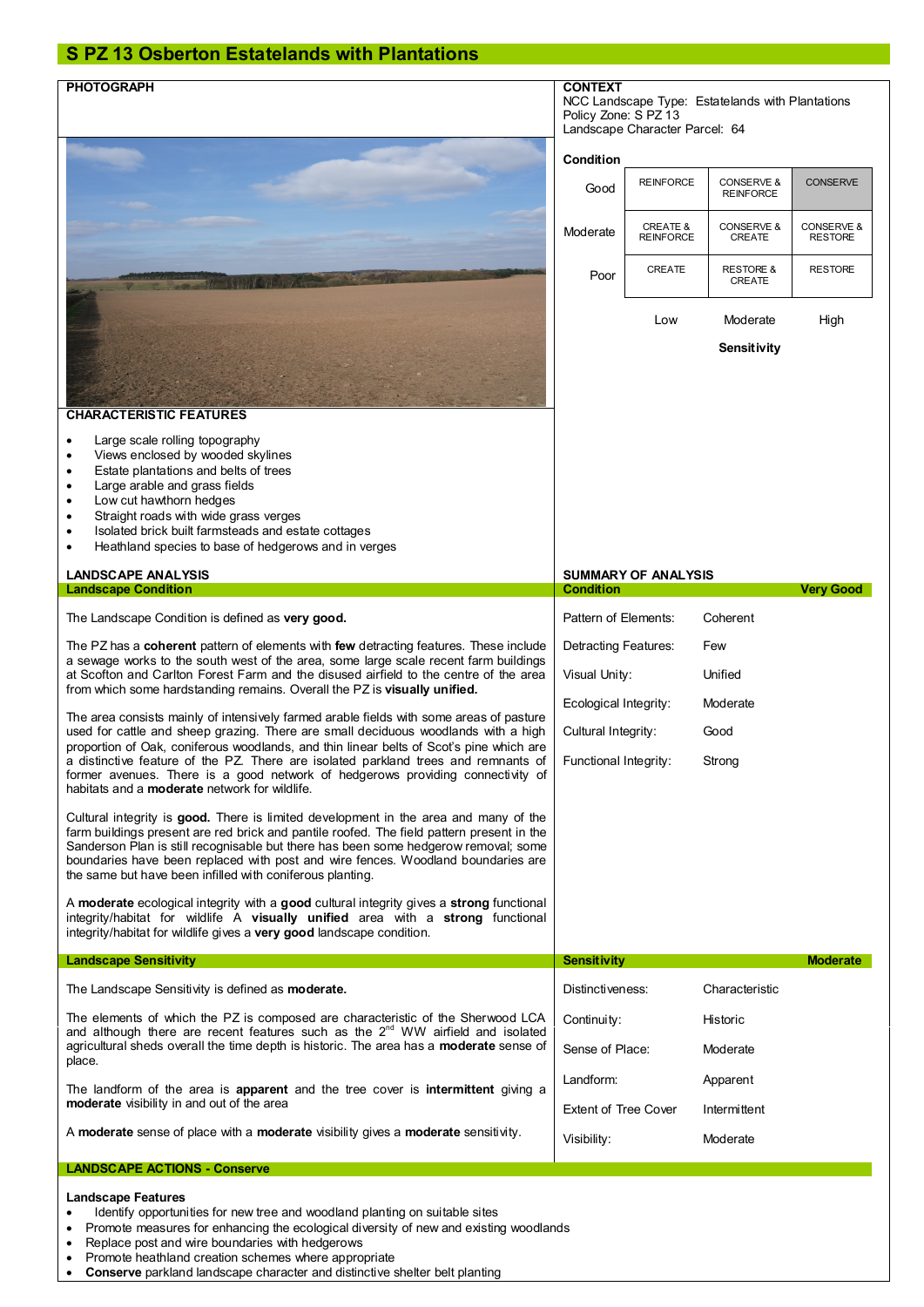# S PZ 13 Osberton Estatelands with Plantations

**PHOTOGRAPH**

**CONTEXT**

NCC Landscape Type: Estatelands with Plantations
Policy Zone: S PZ 13
Landscape Character Parcel: 64

**Condition**

| | | | |
|---|---|---|---|
| Good | REINFORCE | CONSERVE & REINFORCE | CONSERVE |
| Moderate | CREATE & REINFORCE | CONSERVE & CREATE | CONSERVE & RESTORE |
| Poor | CREATE | RESTORE & CREATE | RESTORE |
| | Low | Moderate | High |

**Sensitivity**

**CHARACTERISTIC FEATURES**

- Large scale rolling topography
- Views enclosed by wooded skylines
- Estate plantations and belts of trees
- Large arable and grass fields
- Low cut hawthorn hedges
- Straight roads with wide grass verges
- Isolated brick built farmsteads and estate cottages
- Heathland species to base of hedgerows and in verges

## LANDSCAPE ANALYSIS

### Landscape Condition

The Landscape Condition is defined as **very good.**

The PZ has a **coherent** pattern of elements with **few** detracting features. These include a sewage works to the south west of the area, some large scale recent farm buildings at Scofton and Carlton Forest Farm and the disused airfield to the centre of the area from which some hardstanding remains. Overall the PZ is **visually unified.**

The area consists mainly of intensively farmed arable fields with some areas of pasture used for cattle and sheep grazing. There are small deciduous woodlands with a high proportion of Oak, coniferous woodlands, and thin linear belts of Scot's pine which are a distinctive feature of the PZ. There are isolated parkland trees and remnants of former avenues. There is a good network of hedgerows providing connectivity of habitats and a **moderate** network for wildlife.

Cultural integrity is **good.** There is limited development in the area and many of the farm buildings present are red brick and pantile roofed. The field pattern present in the Sanderson Plan is still recognisable but there has been some hedgerow removal; some boundaries have been replaced with post and wire fences. Woodland boundaries are the same but have been infilled with coniferous planting.

A **moderate** ecological integrity with a **good** cultural integrity gives a **strong** functional integrity/habitat for wildlife A **visually unified** area with a **strong** functional integrity/habitat for wildlife gives a **very good** landscape condition.

**SUMMARY OF ANALYSIS**

| Condition | Very Good |
|---|---|
| Pattern of Elements: | Coherent |
| Detracting Features: | Few |
| Visual Unity: | Unified |
| Ecological Integrity: | Moderate |
| Cultural Integrity: | Good |
| Functional Integrity: | Strong |

### Landscape Sensitivity

The Landscape Sensitivity is defined as **moderate.**

The elements of which the PZ is composed are characteristic of the Sherwood LCA and although there are recent features such as the 2nd WW airfield and isolated agricultural sheds overall the time depth is historic. The area has a **moderate** sense of place.

The landform of the area is **apparent** and the tree cover is **intermittent** giving a **moderate** visibility in and out of the area

A **moderate** sense of place with a **moderate** visibility gives a **moderate** sensitivity.

| Sensitivity | Moderate |
|---|---|
| Distinctiveness: | Characteristic |
| Continuity: | Historic |
| Sense of Place: | Moderate |
| Landform: | Apparent |
| Extent of Tree Cover | Intermittent |
| Visibility: | Moderate |

### LANDSCAPE ACTIONS - Conserve

**Landscape Features**

- Identify opportunities for new tree and woodland planting on suitable sites
- Promote measures for enhancing the ecological diversity of new and existing woodlands
- Replace post and wire boundaries with hedgerows
- Promote heathland creation schemes where appropriate
- **Conserve** parkland landscape character and distinctive shelter belt planting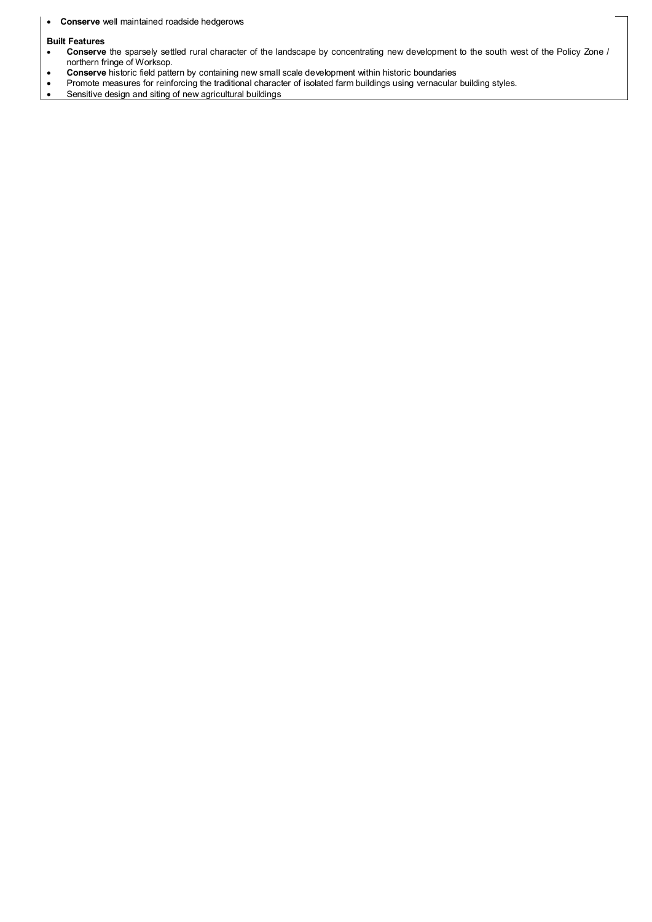- **Conserve** well maintained roadside hedgerows

**Built Features**

- **Conserve** the sparsely settled rural character of the landscape by concentrating new development to the south west of the Policy Zone / northern fringe of Worksop.
- **Conserve** historic field pattern by containing new small scale development within historic boundaries
- Promote measures for reinforcing the traditional character of isolated farm buildings using vernacular building styles.
- Sensitive design and siting of new agricultural buildings